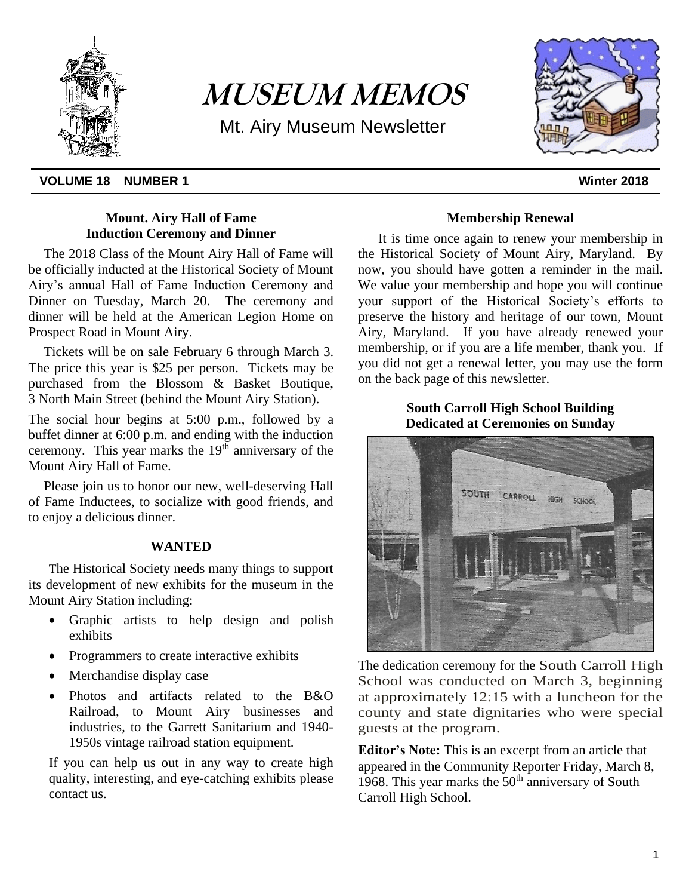# MUSEUM MEMOS

Mt. Airy Museum Newsletter

**VOLUME 18 NUMBER 1** **Winter 2018**

## Mount. Airy Hall of Fame Induction Ceremony and Dinner

The 2018 Class of the Mount Airy Hall of Fame will be officially inducted at the Historical Society of Mount Airy's annual Hall of Fame Induction Ceremony and Dinner on Tuesday, March 20. The ceremony and dinner will be held at the American Legion Home on Prospect Road in Mount Airy.

Tickets will be on sale February 6 through March 3. The price this year is $25 per person. Tickets may be purchased from the Blossom & Basket Boutique, 3 North Main Street (behind the Mount Airy Station).

The social hour begins at 5:00 p.m., followed by a buffet dinner at 6:00 p.m. and ending with the induction ceremony. This year marks the 19th anniversary of the Mount Airy Hall of Fame.

Please join us to honor our new, well-deserving Hall of Fame Inductees, to socialize with good friends, and to enjoy a delicious dinner.

## WANTED

The Historical Society needs many things to support its development of new exhibits for the museum in the Mount Airy Station including:

- Graphic artists to help design and polish exhibits
- Programmers to create interactive exhibits
- Merchandise display case
- Photos and artifacts related to the B&O Railroad, to Mount Airy businesses and industries, to the Garrett Sanitarium and 1940-1950s vintage railroad station equipment.

If you can help us out in any way to create high quality, interesting, and eye-catching exhibits please contact us.

## Membership Renewal

It is time once again to renew your membership in the Historical Society of Mount Airy, Maryland. By now, you should have gotten a reminder in the mail. We value your membership and hope you will continue your support of the Historical Society's efforts to preserve the history and heritage of our town, Mount Airy, Maryland. If you have already renewed your membership, or if you are a life member, thank you. If you did not get a renewal letter, you may use the form on the back page of this newsletter.

## South Carroll High School Building Dedicated at Ceremonies on Sunday

The dedication ceremony for the South Carroll High School was conducted on March 3, beginning at approximately 12:15 with a luncheon for the county and state dignitaries who were special guests at the program.

**Editor's Note:** This is an excerpt from an article that appeared in the Community Reporter Friday, March 8, 1968. This year marks the 50th anniversary of South Carroll High School.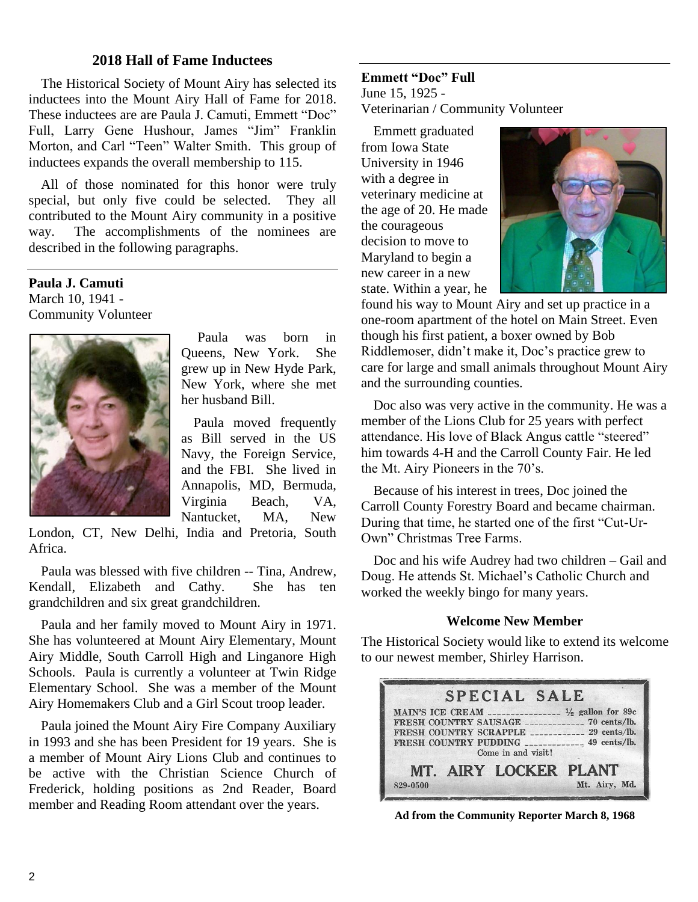## 2018 Hall of Fame Inductees

The Historical Society of Mount Airy has selected its inductees into the Mount Airy Hall of Fame for 2018. These inductees are are Paula J. Camuti, Emmett "Doc" Full, Larry Gene Hushour, James "Jim" Franklin Morton, and Carl "Teen" Walter Smith. This group of inductees expands the overall membership to 115.

All of those nominated for this honor were truly special, but only five could be selected. They all contributed to the Mount Airy community in a positive way. The accomplishments of the nominees are described in the following paragraphs.

---

**Paula J. Camuti**
March 10, 1941 -
Community Volunteer

Paula was born in Queens, New York. She grew up in New Hyde Park, New York, where she met her husband Bill.

Paula moved frequently as Bill served in the US Navy, the Foreign Service, and the FBI. She lived in Annapolis, MD, Bermuda, Virginia Beach, VA, Nantucket, MA, New London, CT, New Delhi, India and Pretoria, South Africa.

Paula was blessed with five children -- Tina, Andrew, Kendall, Elizabeth and Cathy. She has ten grandchildren and six great grandchildren.

Paula and her family moved to Mount Airy in 1971. She has volunteered at Mount Airy Elementary, Mount Airy Middle, South Carroll High and Linganore High Schools. Paula is currently a volunteer at Twin Ridge Elementary School. She was a member of the Mount Airy Homemakers Club and a Girl Scout troop leader.

Paula joined the Mount Airy Fire Company Auxiliary in 1993 and she has been President for 19 years. She is a member of Mount Airy Lions Club and continues to be active with the Christian Science Church of Frederick, holding positions as 2nd Reader, Board member and Reading Room attendant over the years.

---

**Emmett "Doc" Full**
June 15, 1925 -
Veterinarian / Community Volunteer

Emmett graduated from Iowa State University in 1946 with a degree in veterinary medicine at the age of 20. He made the courageous decision to move to Maryland to begin a new career in a new state. Within a year, he found his way to Mount Airy and set up practice in a one-room apartment of the hotel on Main Street. Even though his first patient, a boxer owned by Bob Riddlemoser, didn't make it, Doc's practice grew to care for large and small animals throughout Mount Airy and the surrounding counties.

Doc also was very active in the community. He was a member of the Lions Club for 25 years with perfect attendance. His love of Black Angus cattle "steered" him towards 4-H and the Carroll County Fair. He led the Mt. Airy Pioneers in the 70's.

Because of his interest in trees, Doc joined the Carroll County Forestry Board and became chairman. During that time, he started one of the first "Cut-Ur-Own" Christmas Tree Farms.

Doc and his wife Audrey had two children – Gail and Doug. He attends St. Michael's Catholic Church and worked the weekly bingo for many years.

### Welcome New Member

The Historical Society would like to extend its welcome to our newest member, Shirley Harrison.

**SPECIAL SALE**

MAIN'S ICE CREAM ............ ½ gallon for 89c
FRESH COUNTRY SAUSAGE ............ 70 cents/lb.
FRESH COUNTRY SCRAPPLE ............ 29 cents/lb.
FRESH COUNTRY PUDDING ............ 49 cents/lb.
Come in and visit!

**MT. AIRY LOCKER PLANT**
829-0500 Mt. Airy, Md.

**Ad from the Community Reporter March 8, 1968**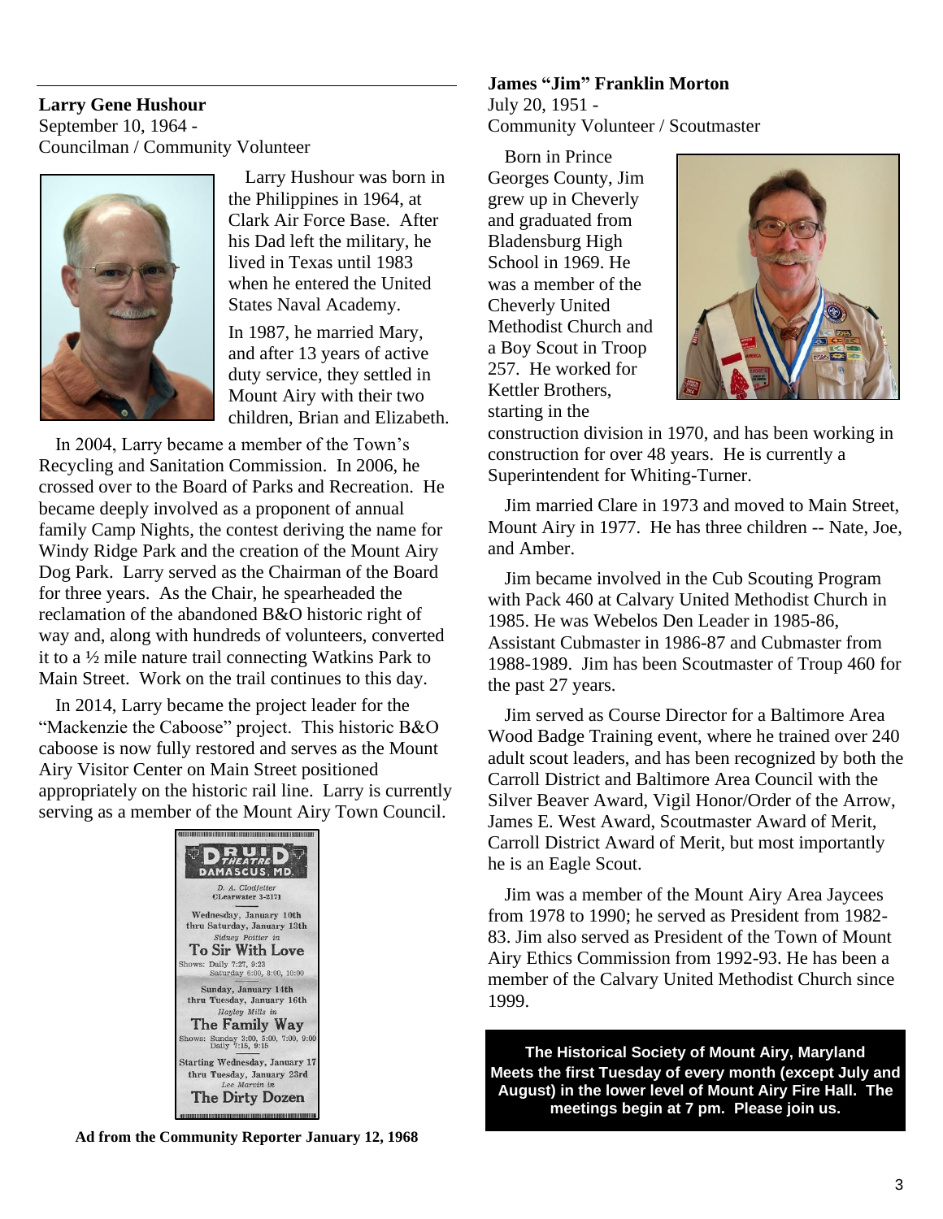**Larry Gene Hushour**
September 10, 1964 -
Councilman / Community Volunteer

Larry Hushour was born in the Philippines in 1964, at Clark Air Force Base. After his Dad left the military, he lived in Texas until 1983 when he entered the United States Naval Academy.

In 1987, he married Mary, and after 13 years of active duty service, they settled in Mount Airy with their two children, Brian and Elizabeth.

In 2004, Larry became a member of the Town's Recycling and Sanitation Commission. In 2006, he crossed over to the Board of Parks and Recreation. He became deeply involved as a proponent of annual family Camp Nights, the contest deriving the name for Windy Ridge Park and the creation of the Mount Airy Dog Park. Larry served as the Chairman of the Board for three years. As the Chair, he spearheaded the reclamation of the abandoned B&O historic right of way and, along with hundreds of volunteers, converted it to a ½ mile nature trail connecting Watkins Park to Main Street. Work on the trail continues to this day.

In 2014, Larry became the project leader for the "Mackenzie the Caboose" project. This historic B&O caboose is now fully restored and serves as the Mount Airy Visitor Center on Main Street positioned appropriately on the historic rail line. Larry is currently serving as a member of the Mount Airy Town Council.

DRUID THEATRE
DAMASCUS, MD.

D. A. Clodfelter
CLearwater 3-2171

Wednesday, January 10th
thru Saturday, January 13th
Sidney Poitier in
To Sir With Love
Shows: Daily 7:27, 9:23
Saturday 6:00, 8:00, 10:00

Sunday, January 14th
thru Tuesday, January 16th
Hayley Mills in
The Family Way
Shows: Sunday 3:00, 5:00, 7:00, 9:00
Daily 7:15, 9:15

Starting Wednesday, January 17
thru Tuesday, January 23rd
Lee Marvin in
The Dirty Dozen

**Ad from the Community Reporter January 12, 1968**

**James "Jim" Franklin Morton**
July 20, 1951 -
Community Volunteer / Scoutmaster

Born in Prince Georges County, Jim grew up in Cheverly and graduated from Bladensburg High School in 1969. He was a member of the Cheverly United Methodist Church and a Boy Scout in Troop 257. He worked for Kettler Brothers, starting in the construction division in 1970, and has been working in construction for over 48 years. He is currently a Superintendent for Whiting-Turner.

Jim married Clare in 1973 and moved to Main Street, Mount Airy in 1977. He has three children -- Nate, Joe, and Amber.

Jim became involved in the Cub Scouting Program with Pack 460 at Calvary United Methodist Church in 1985. He was Webelos Den Leader in 1985-86, Assistant Cubmaster in 1986-87 and Cubmaster from 1988-1989. Jim has been Scoutmaster of Troup 460 for the past 27 years.

Jim served as Course Director for a Baltimore Area Wood Badge Training event, where he trained over 240 adult scout leaders, and has been recognized by both the Carroll District and Baltimore Area Council with the Silver Beaver Award, Vigil Honor/Order of the Arrow, James E. West Award, Scoutmaster Award of Merit, Carroll District Award of Merit, but most importantly he is an Eagle Scout.

Jim was a member of the Mount Airy Area Jaycees from 1978 to 1990; he served as President from 1982-83. Jim also served as President of the Town of Mount Airy Ethics Commission from 1992-93. He has been a member of the Calvary United Methodist Church since 1999.

**The Historical Society of Mount Airy, Maryland Meets the first Tuesday of every month (except July and August) in the lower level of Mount Airy Fire Hall. The meetings begin at 7 pm. Please join us.**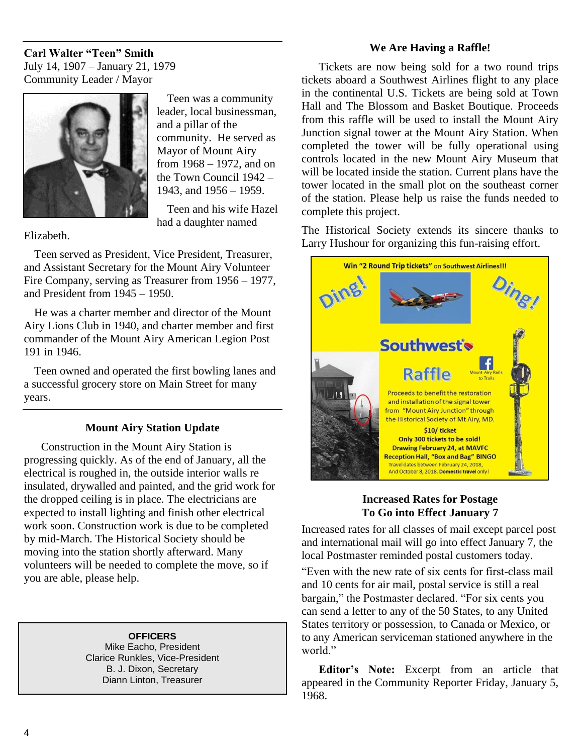**Carl Walter "Teen" Smith**
July 14, 1907 – January 21, 1979
Community Leader / Mayor

Teen was a community leader, local businessman, and a pillar of the community. He served as Mayor of Mount Airy from 1968 – 1972, and on the Town Council 1942 – 1943, and 1956 – 1959.

Teen and his wife Hazel had a daughter named Elizabeth.

Teen served as President, Vice President, Treasurer, and Assistant Secretary for the Mount Airy Volunteer Fire Company, serving as Treasurer from 1956 – 1977, and President from 1945 – 1950.

He was a charter member and director of the Mount Airy Lions Club in 1940, and charter member and first commander of the Mount Airy American Legion Post 191 in 1946.

Teen owned and operated the first bowling lanes and a successful grocery store on Main Street for many years.

### Mount Airy Station Update

Construction in the Mount Airy Station is progressing quickly. As of the end of January, all the electrical is roughed in, the outside interior walls re insulated, drywalled and painted, and the grid work for the dropped ceiling is in place. The electricians are expected to install lighting and finish other electrical work soon. Construction work is due to be completed by mid-March. The Historical Society should be moving into the station shortly afterward. Many volunteers will be needed to complete the move, so if you are able, please help.

**OFFICERS**
Mike Eacho, President
Clarice Runkles, Vice-President
B. J. Dixon, Secretary
Diann Linton, Treasurer

### We Are Having a Raffle!

Tickets are now being sold for a two round trips tickets aboard a Southwest Airlines flight to any place in the continental U.S. Tickets are being sold at Town Hall and The Blossom and Basket Boutique. Proceeds from this raffle will be used to install the Mount Airy Junction signal tower at the Mount Airy Station. When completed the tower will be fully operational using controls located in the new Mount Airy Museum that will be located inside the station. Current plans have the tower located in the small plot on the southeast corner of the station. Please help us raise the funds needed to complete this project.

The Historical Society extends its sincere thanks to Larry Hushour for organizing this fun-raising effort.

Win "2 Round Trip tickets" on Southwest Airlines!!!

Ding! Ding!

Southwest

Raffle

Mount Airy Rails to Trails

Proceeds to benefit the restoration and installation of the signal tower from "Mount Airy Junction" through the Historical Society of Mt Airy, MD.

$10/ ticket
Only 300 tickets to be sold!
Drawing February 24, at MAVFC Reception Hall, "Box and Bag" BINGO
Travel dates between February 24, 2018, And October 8, 2018. **Domestic travel** only!

### Increased Rates for Postage To Go into Effect January 7

Increased rates for all classes of mail except parcel post and international mail will go into effect January 7, the local Postmaster reminded postal customers today.

"Even with the new rate of six cents for first-class mail and 10 cents for air mail, postal service is still a real bargain," the Postmaster declared. "For six cents you can send a letter to any of the 50 States, to any United States territory or possession, to Canada or Mexico, or to any American serviceman stationed anywhere in the world."

**Editor's Note:** Excerpt from an article that appeared in the Community Reporter Friday, January 5, 1968.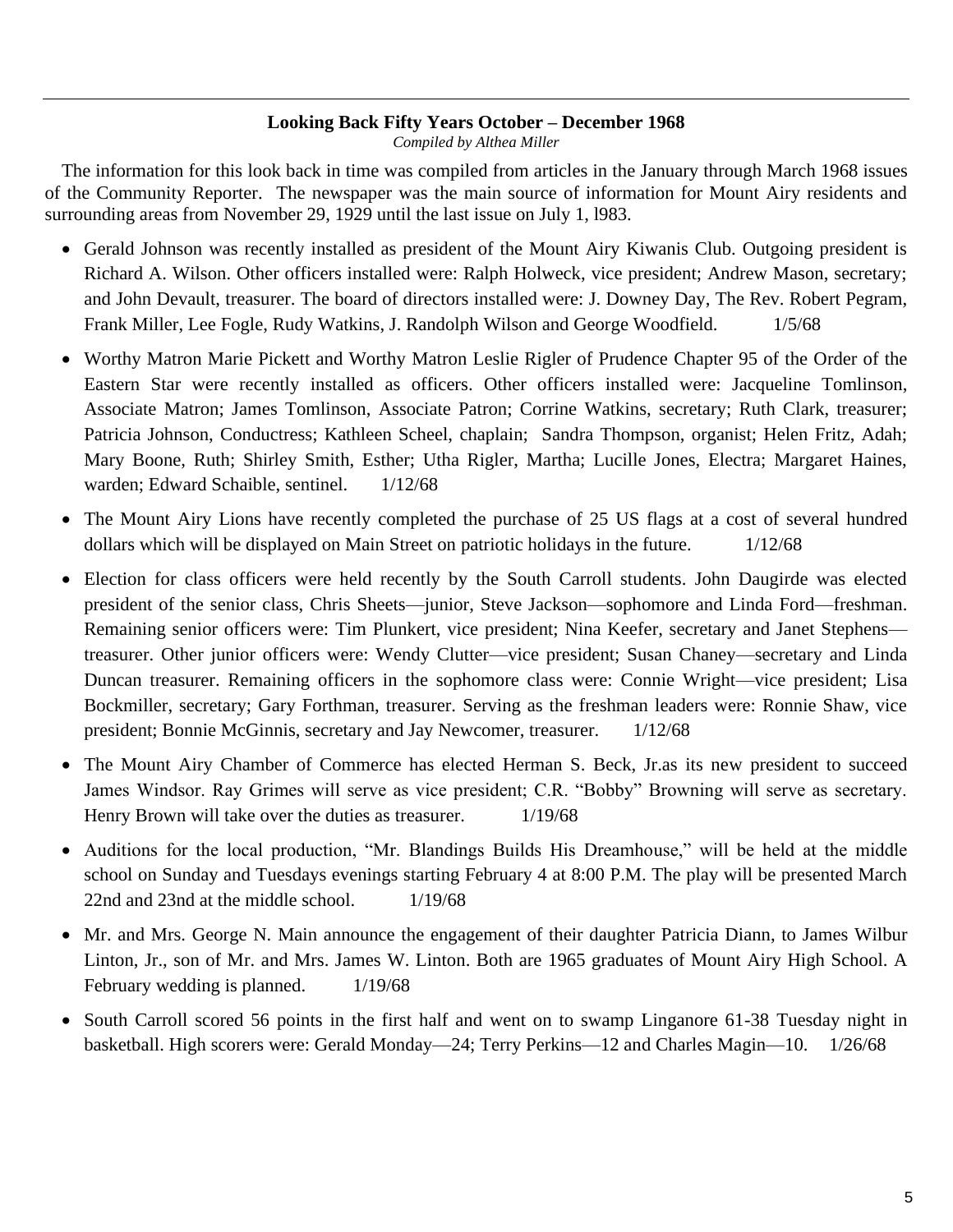**Looking Back Fifty Years October – December 1968**

*Compiled by Althea Miller*

The information for this look back in time was compiled from articles in the January through March 1968 issues of the Community Reporter. The newspaper was the main source of information for Mount Airy residents and surrounding areas from November 29, 1929 until the last issue on July 1, l983.

- Gerald Johnson was recently installed as president of the Mount Airy Kiwanis Club. Outgoing president is Richard A. Wilson. Other officers installed were: Ralph Holweck, vice president; Andrew Mason, secretary; and John Devault, treasurer. The board of directors installed were: J. Downey Day, The Rev. Robert Pegram, Frank Miller, Lee Fogle, Rudy Watkins, J. Randolph Wilson and George Woodfield. 1/5/68
- Worthy Matron Marie Pickett and Worthy Matron Leslie Rigler of Prudence Chapter 95 of the Order of the Eastern Star were recently installed as officers. Other officers installed were: Jacqueline Tomlinson, Associate Matron; James Tomlinson, Associate Patron; Corrine Watkins, secretary; Ruth Clark, treasurer; Patricia Johnson, Conductress; Kathleen Scheel, chaplain; Sandra Thompson, organist; Helen Fritz, Adah; Mary Boone, Ruth; Shirley Smith, Esther; Utha Rigler, Martha; Lucille Jones, Electra; Margaret Haines, warden; Edward Schaible, sentinel. 1/12/68
- The Mount Airy Lions have recently completed the purchase of 25 US flags at a cost of several hundred dollars which will be displayed on Main Street on patriotic holidays in the future. 1/12/68
- Election for class officers were held recently by the South Carroll students. John Daugirde was elected president of the senior class, Chris Sheets—junior, Steve Jackson—sophomore and Linda Ford—freshman. Remaining senior officers were: Tim Plunkert, vice president; Nina Keefer, secretary and Janet Stephens—treasurer. Other junior officers were: Wendy Clutter—vice president; Susan Chaney—secretary and Linda Duncan treasurer. Remaining officers in the sophomore class were: Connie Wright—vice president; Lisa Bockmiller, secretary; Gary Forthman, treasurer. Serving as the freshman leaders were: Ronnie Shaw, vice president; Bonnie McGinnis, secretary and Jay Newcomer, treasurer. 1/12/68
- The Mount Airy Chamber of Commerce has elected Herman S. Beck, Jr.as its new president to succeed James Windsor. Ray Grimes will serve as vice president; C.R. "Bobby" Browning will serve as secretary. Henry Brown will take over the duties as treasurer. 1/19/68
- Auditions for the local production, "Mr. Blandings Builds His Dreamhouse," will be held at the middle school on Sunday and Tuesdays evenings starting February 4 at 8:00 P.M. The play will be presented March 22nd and 23nd at the middle school. 1/19/68
- Mr. and Mrs. George N. Main announce the engagement of their daughter Patricia Diann, to James Wilbur Linton, Jr., son of Mr. and Mrs. James W. Linton. Both are 1965 graduates of Mount Airy High School. A February wedding is planned. 1/19/68
- South Carroll scored 56 points in the first half and went on to swamp Linganore 61-38 Tuesday night in basketball. High scorers were: Gerald Monday—24; Terry Perkins—12 and Charles Magin—10. 1/26/68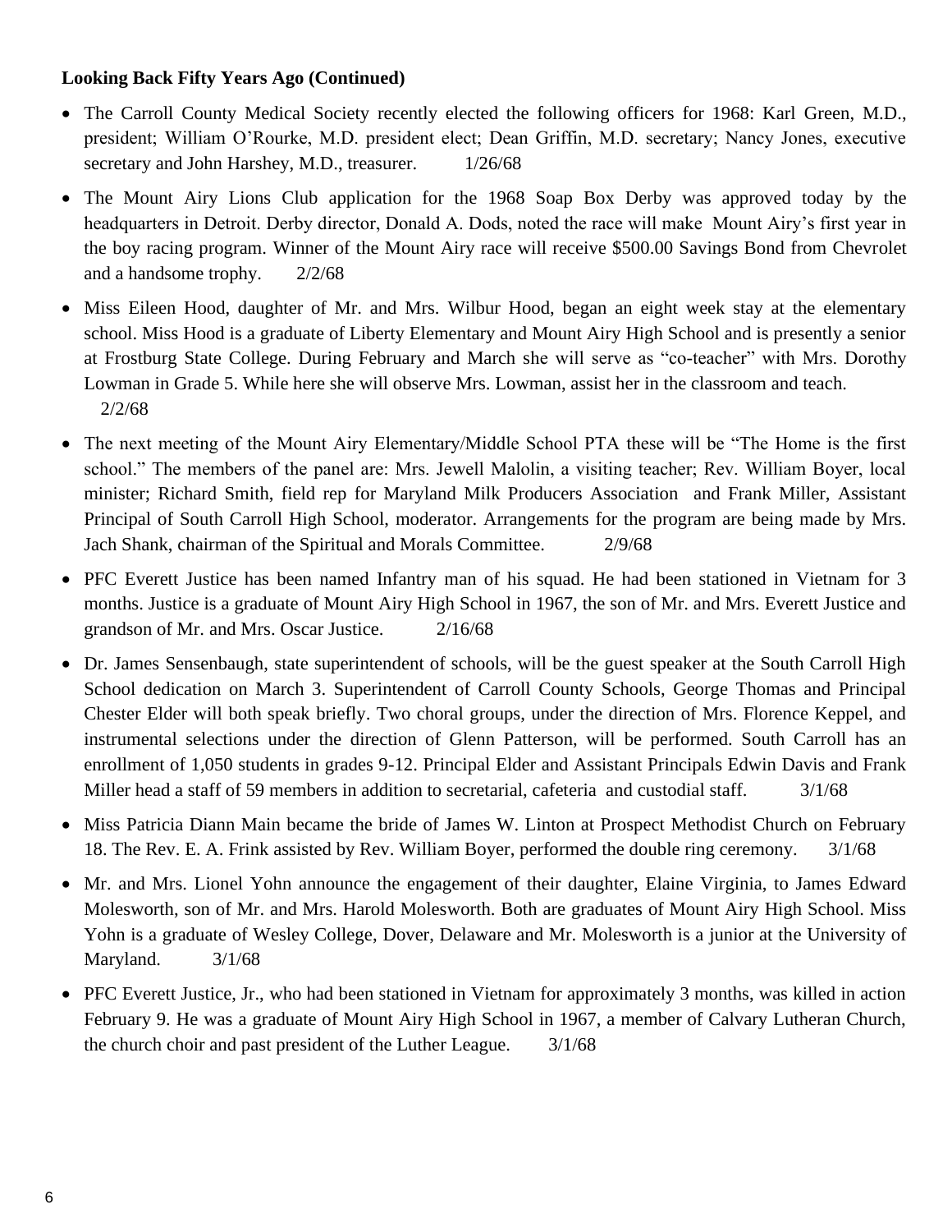**Looking Back Fifty Years Ago (Continued)**

- The Carroll County Medical Society recently elected the following officers for 1968: Karl Green, M.D., president; William O'Rourke, M.D. president elect; Dean Griffin, M.D. secretary; Nancy Jones, executive secretary and John Harshey, M.D., treasurer. 1/26/68
- The Mount Airy Lions Club application for the 1968 Soap Box Derby was approved today by the headquarters in Detroit. Derby director, Donald A. Dods, noted the race will make Mount Airy's first year in the boy racing program. Winner of the Mount Airy race will receive $500.00 Savings Bond from Chevrolet and a handsome trophy. 2/2/68
- Miss Eileen Hood, daughter of Mr. and Mrs. Wilbur Hood, began an eight week stay at the elementary school. Miss Hood is a graduate of Liberty Elementary and Mount Airy High School and is presently a senior at Frostburg State College. During February and March she will serve as "co-teacher" with Mrs. Dorothy Lowman in Grade 5. While here she will observe Mrs. Lowman, assist her in the classroom and teach. 2/2/68
- The next meeting of the Mount Airy Elementary/Middle School PTA these will be "The Home is the first school." The members of the panel are: Mrs. Jewell Malolin, a visiting teacher; Rev. William Boyer, local minister; Richard Smith, field rep for Maryland Milk Producers Association and Frank Miller, Assistant Principal of South Carroll High School, moderator. Arrangements for the program are being made by Mrs. Jach Shank, chairman of the Spiritual and Morals Committee. 2/9/68
- PFC Everett Justice has been named Infantry man of his squad. He had been stationed in Vietnam for 3 months. Justice is a graduate of Mount Airy High School in 1967, the son of Mr. and Mrs. Everett Justice and grandson of Mr. and Mrs. Oscar Justice. 2/16/68
- Dr. James Sensenbaugh, state superintendent of schools, will be the guest speaker at the South Carroll High School dedication on March 3. Superintendent of Carroll County Schools, George Thomas and Principal Chester Elder will both speak briefly. Two choral groups, under the direction of Mrs. Florence Keppel, and instrumental selections under the direction of Glenn Patterson, will be performed. South Carroll has an enrollment of 1,050 students in grades 9-12. Principal Elder and Assistant Principals Edwin Davis and Frank Miller head a staff of 59 members in addition to secretarial, cafeteria and custodial staff. 3/1/68
- Miss Patricia Diann Main became the bride of James W. Linton at Prospect Methodist Church on February 18. The Rev. E. A. Frink assisted by Rev. William Boyer, performed the double ring ceremony. 3/1/68
- Mr. and Mrs. Lionel Yohn announce the engagement of their daughter, Elaine Virginia, to James Edward Molesworth, son of Mr. and Mrs. Harold Molesworth. Both are graduates of Mount Airy High School. Miss Yohn is a graduate of Wesley College, Dover, Delaware and Mr. Molesworth is a junior at the University of Maryland. 3/1/68
- PFC Everett Justice, Jr., who had been stationed in Vietnam for approximately 3 months, was killed in action February 9. He was a graduate of Mount Airy High School in 1967, a member of Calvary Lutheran Church, the church choir and past president of the Luther League. 3/1/68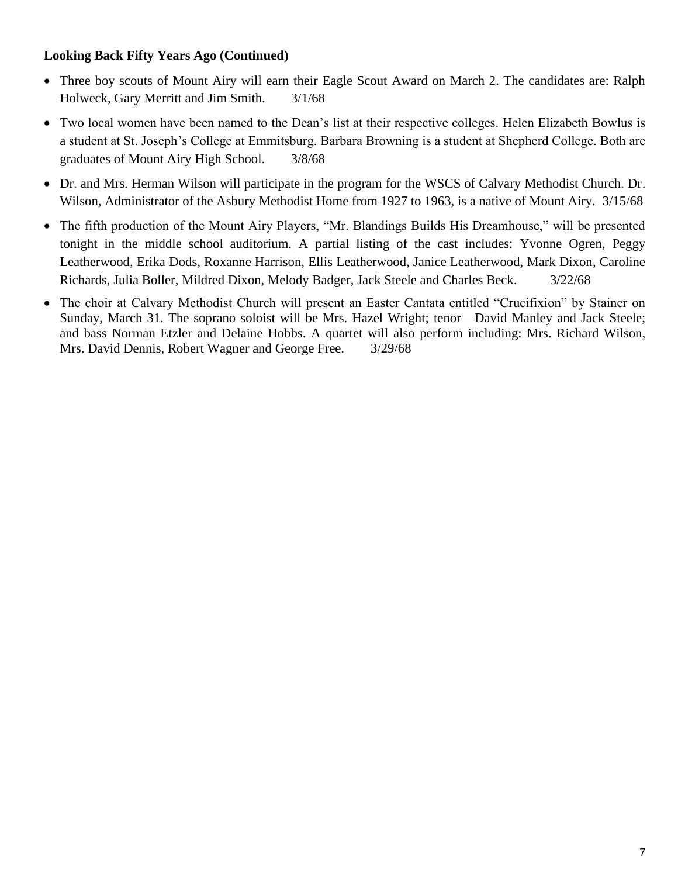**Looking Back Fifty Years Ago (Continued)**

- Three boy scouts of Mount Airy will earn their Eagle Scout Award on March 2. The candidates are: Ralph Holweck, Gary Merritt and Jim Smith. 3/1/68
- Two local women have been named to the Dean's list at their respective colleges. Helen Elizabeth Bowlus is a student at St. Joseph's College at Emmitsburg. Barbara Browning is a student at Shepherd College. Both are graduates of Mount Airy High School. 3/8/68
- Dr. and Mrs. Herman Wilson will participate in the program for the WSCS of Calvary Methodist Church. Dr. Wilson, Administrator of the Asbury Methodist Home from 1927 to 1963, is a native of Mount Airy. 3/15/68
- The fifth production of the Mount Airy Players, "Mr. Blandings Builds His Dreamhouse," will be presented tonight in the middle school auditorium. A partial listing of the cast includes: Yvonne Ogren, Peggy Leatherwood, Erika Dods, Roxanne Harrison, Ellis Leatherwood, Janice Leatherwood, Mark Dixon, Caroline Richards, Julia Boller, Mildred Dixon, Melody Badger, Jack Steele and Charles Beck. 3/22/68
- The choir at Calvary Methodist Church will present an Easter Cantata entitled "Crucifixion" by Stainer on Sunday, March 31. The soprano soloist will be Mrs. Hazel Wright; tenor—David Manley and Jack Steele; and bass Norman Etzler and Delaine Hobbs. A quartet will also perform including: Mrs. Richard Wilson, Mrs. David Dennis, Robert Wagner and George Free. 3/29/68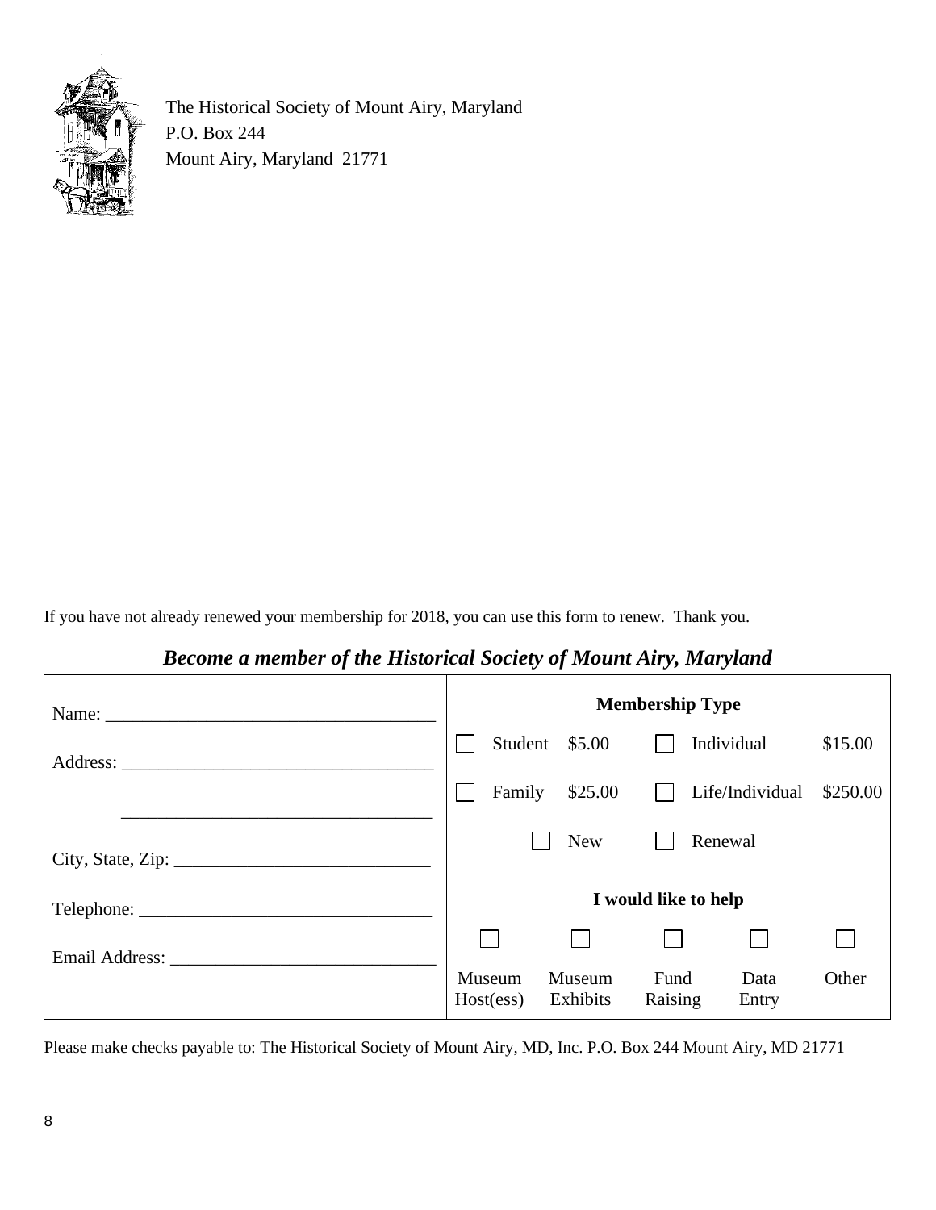The Historical Society of Mount Airy, Maryland
P.O. Box 244
Mount Airy, Maryland 21771

If you have not already renewed your membership for 2018, you can use this form to renew. Thank you.

## *Become a member of the Historical Society of Mount Airy, Maryland*

| | | | | | |
|---|---|---|---|---|---|
| Name: ____________________ | **Membership Type** | | | | |
| Address: ____________________ | ☐ Student | $5.00 | ☐ Individual | $15.00 | |
| ____________________ | ☐ Family | $25.00 | ☐ Life/Individual | $250.00 | |
| City, State, Zip: ____________________ | ☐ New | | ☐ Renewal | | |
| Telephone: ____________________ | **I would like to help** | | | | |
| Email Address: ____________________ | ☐ Museum Host(ess) | ☐ Museum Exhibits | ☐ Fund Raising | ☐ Data Entry | ☐ Other |

Please make checks payable to: The Historical Society of Mount Airy, MD, Inc. P.O. Box 244 Mount Airy, MD 21771